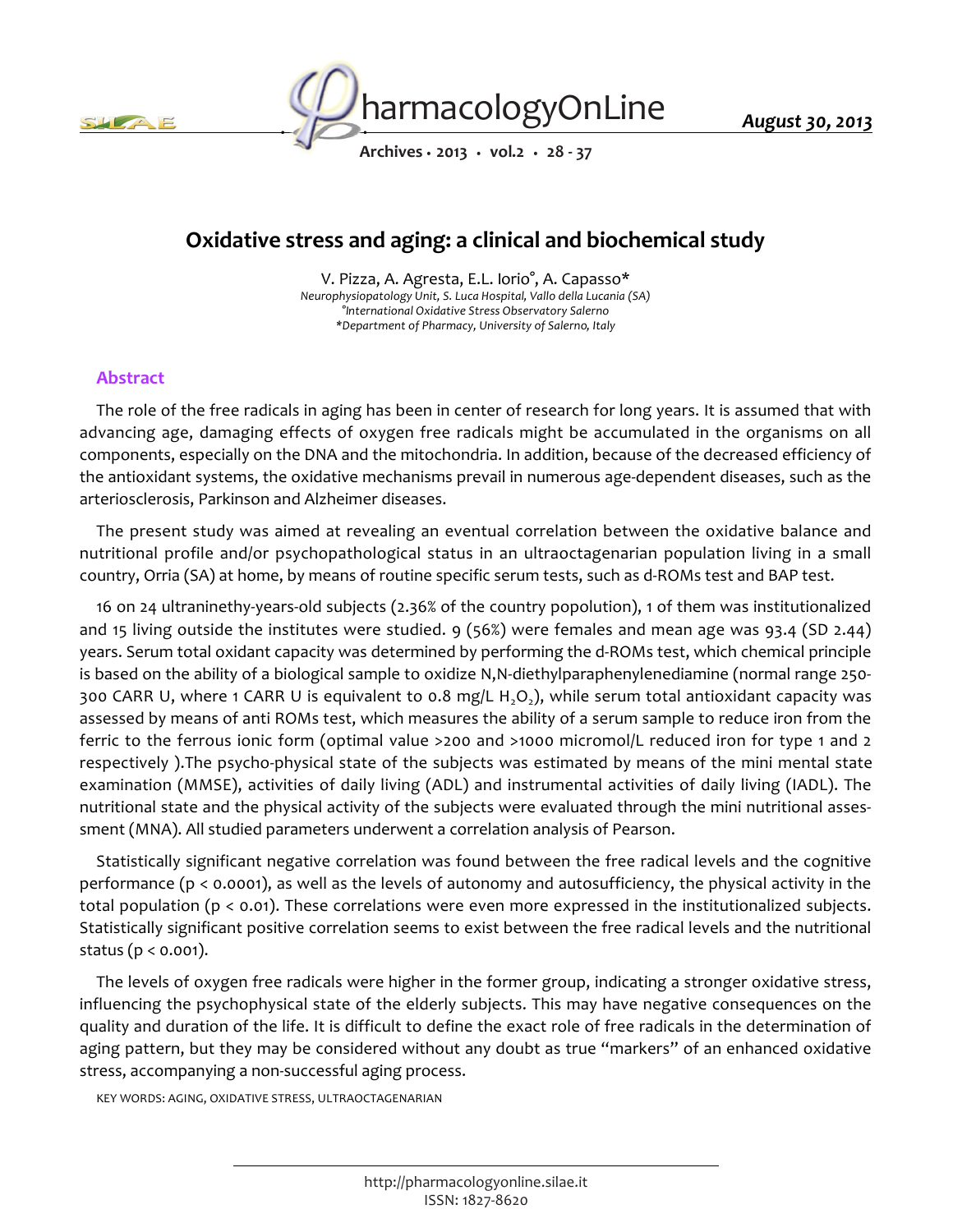# Oxidative stress and aging: a clinical and biochemical study

V. Pizza, A. Agresta, E.L. Iorio°, A. Capasso*

*Neurophysiopatology Unit, S. Luca Hospital, Vallo della Lucania (SA)*
*°International Oxidative Stress Observatory Salerno*
*\*Department of Pharmacy, University of Salerno, Italy*

## Abstract

The role of the free radicals in aging has been in center of research for long years. It is assumed that with advancing age, damaging effects of oxygen free radicals might be accumulated in the organisms on all components, especially on the DNA and the mitochondria. In addition, because of the decreased efficiency of the antioxidant systems, the oxidative mechanisms prevail in numerous age-dependent diseases, such as the arteriosclerosis, Parkinson and Alzheimer diseases.

The present study was aimed at revealing an eventual correlation between the oxidative balance and nutritional profile and/or psychopathological status in an ultraoctagenarian population living in a small country, Orria (SA) at home, by means of routine specific serum tests, such as d-ROMs test and BAP test.

16 on 24 ultraninethy-years-old subjects (2.36% of the country popolution), 1 of them was institutionalized and 15 living outside the institutes were studied. 9 (56%) were females and mean age was 93.4 (SD 2.44) years. Serum total oxidant capacity was determined by performing the d-ROMs test, which chemical principle is based on the ability of a biological sample to oxidize N,N-diethylparaphenylenediamine (normal range 250-300 CARR U, where 1 CARR U is equivalent to 0.8 mg/L $H_2O_2$), while serum total antioxidant capacity was assessed by means of anti ROMs test, which measures the ability of a serum sample to reduce iron from the ferric to the ferrous ionic form (optimal value >200 and >1000 micromol/L reduced iron for type 1 and 2 respectively ).The psycho-physical state of the subjects was estimated by means of the mini mental state examination (MMSE), activities of daily living (ADL) and instrumental activities of daily living (IADL). The nutritional state and the physical activity of the subjects were evaluated through the mini nutritional assessment (MNA). All studied parameters underwent a correlation analysis of Pearson.

Statistically significant negative correlation was found between the free radical levels and the cognitive performance ($p < 0.0001$), as well as the levels of autonomy and autosufficiency, the physical activity in the total population ($p < 0.01$). These correlations were even more expressed in the institutionalized subjects. Statistically significant positive correlation seems to exist between the free radical levels and the nutritional status ($p < 0.001$).

The levels of oxygen free radicals were higher in the former group, indicating a stronger oxidative stress, influencing the psychophysical state of the elderly subjects. This may have negative consequences on the quality and duration of the life. It is difficult to define the exact role of free radicals in the determination of aging pattern, but they may be considered without any doubt as true "markers" of an enhanced oxidative stress, accompanying a non-successful aging process.

KEY WORDS: AGING, OXIDATIVE STRESS, ULTRAOCTAGENARIAN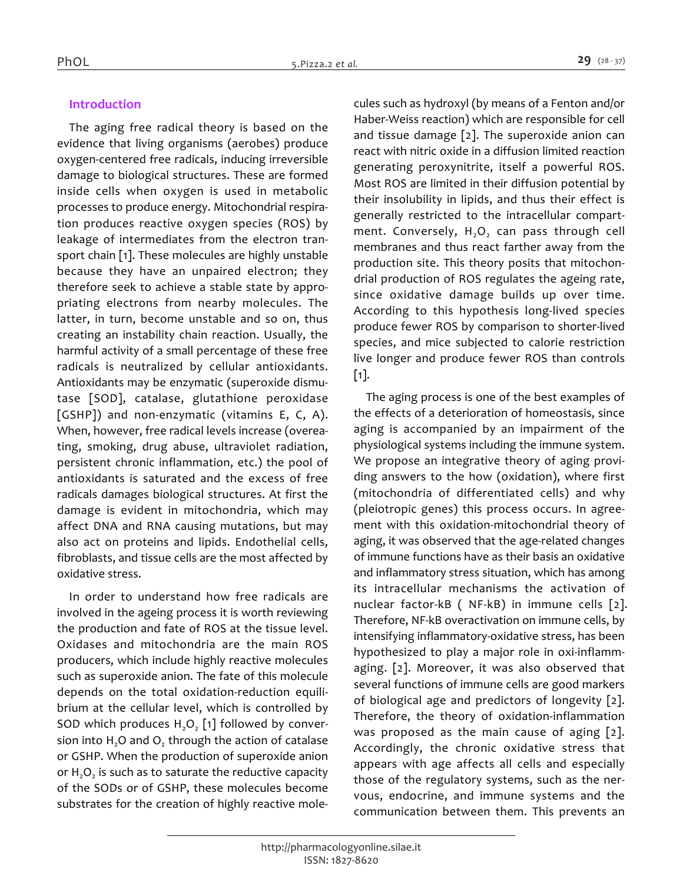## Introduction

The aging free radical theory is based on the evidence that living organisms (aerobes) produce oxygen-centered free radicals, inducing irreversible damage to biological structures. These are formed inside cells when oxygen is used in metabolic processes to produce energy. Mitochondrial respiration produces reactive oxygen species (ROS) by leakage of intermediates from the electron transport chain [1]. These molecules are highly unstable because they have an unpaired electron; they therefore seek to achieve a stable state by appropriating electrons from nearby molecules. The latter, in turn, become unstable and so on, thus creating an instability chain reaction. Usually, the harmful activity of a small percentage of these free radicals is neutralized by cellular antioxidants. Antioxidants may be enzymatic (superoxide dismutase [SOD], catalase, glutathione peroxidase [GSHP]) and non-enzymatic (vitamins E, C, A). When, however, free radical levels increase (overeating, smoking, drug abuse, ultraviolet radiation, persistent chronic inflammation, etc.) the pool of antioxidants is saturated and the excess of free radicals damages biological structures. At first the damage is evident in mitochondria, which may affect DNA and RNA causing mutations, but may also act on proteins and lipids. Endothelial cells, fibroblasts, and tissue cells are the most affected by oxidative stress.

In order to understand how free radicals are involved in the ageing process it is worth reviewing the production and fate of ROS at the tissue level. Oxidases and mitochondria are the main ROS producers, which include highly reactive molecules such as superoxide anion. The fate of this molecule depends on the total oxidation-reduction equilibrium at the cellular level, which is controlled by SOD which produces $H_2O_2$ [1] followed by conversion into $H_2O$ and $O_2$ through the action of catalase or GSHP. When the production of superoxide anion or $H_2O_2$ is such as to saturate the reductive capacity of the SODs or of GSHP, these molecules become substrates for the creation of highly reactive molecules such as hydroxyl (by means of a Fenton and/or Haber-Weiss reaction) which are responsible for cell and tissue damage [2]. The superoxide anion can react with nitric oxide in a diffusion limited reaction generating peroxynitrite, itself a powerful ROS. Most ROS are limited in their diffusion potential by their insolubility in lipids, and thus their effect is generally restricted to the intracellular compartment. Conversely, $H_2O_2$ can pass through cell membranes and thus react farther away from the production site. This theory posits that mitochondrial production of ROS regulates the ageing rate, since oxidative damage builds up over time. According to this hypothesis long-lived species produce fewer ROS by comparison to shorter-lived species, and mice subjected to calorie restriction live longer and produce fewer ROS than controls [1].

The aging process is one of the best examples of the effects of a deterioration of homeostasis, since aging is accompanied by an impairment of the physiological systems including the immune system. We propose an integrative theory of aging providing answers to the how (oxidation), where first (mitochondria of differentiated cells) and why (pleiotropic genes) this process occurs. In agreement with this oxidation-mitochondrial theory of aging, it was observed that the age-related changes of immune functions have as their basis an oxidative and inflammatory stress situation, which has among its intracellular mechanisms the activation of nuclear factor-kB ( NF-kB) in immune cells [2]. Therefore, NF-kB overactivation on immune cells, by intensifying inflammatory-oxidative stress, has been hypothesized to play a major role in oxi-inflamm-aging. [2]. Moreover, it was also observed that several functions of immune cells are good markers of biological age and predictors of longevity [2]. Therefore, the theory of oxidation-inflammation was proposed as the main cause of aging [2]. Accordingly, the chronic oxidative stress that appears with age affects all cells and especially those of the regulatory systems, such as the nervous, endocrine, and immune systems and the communication between them. This prevents an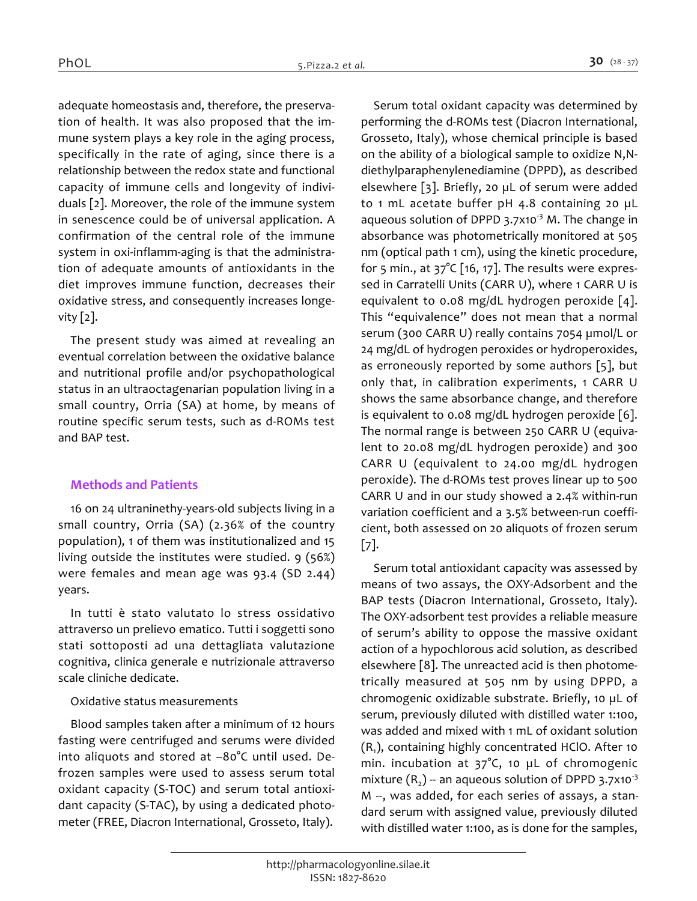adequate homeostasis and, therefore, the preservation of health. It was also proposed that the immune system plays a key role in the aging process, specifically in the rate of aging, since there is a relationship between the redox state and functional capacity of immune cells and longevity of individuals [2]. Moreover, the role of the immune system in senescence could be of universal application. A confirmation of the central role of the immune system in oxi-inflamm-aging is that the administration of adequate amounts of antioxidants in the diet improves immune function, decreases their oxidative stress, and consequently increases longevity [2].

The present study was aimed at revealing an eventual correlation between the oxidative balance and nutritional profile and/or psychopathological status in an ultraoctagenarian population living in a small country, Orria (SA) at home, by means of routine specific serum tests, such as d-ROMs test and BAP test.

## Methods and Patients

16 on 24 ultraninethy-years-old subjects living in a small country, Orria (SA) (2.36% of the country population), 1 of them was institutionalized and 15 living outside the institutes were studied. 9 (56%) were females and mean age was 93.4 (SD 2.44) years.

In tutti è stato valutato lo stress ossidativo attraverso un prelievo ematico. Tutti i soggetti sono stati sottoposti ad una dettagliata valutazione cognitiva, clinica generale e nutrizionale attraverso scale cliniche dedicate.

### Oxidative status measurements

Blood samples taken after a minimum of 12 hours fasting were centrifuged and serums were divided into aliquots and stored at –80°C until used. Defrozen samples were used to assess serum total oxidant capacity (S-TOC) and serum total antioxidant capacity (S-TAC), by using a dedicated photometer (FREE, Diacron International, Grosseto, Italy).

Serum total oxidant capacity was determined by performing the d-ROMs test (Diacron International, Grosseto, Italy), whose chemical principle is based on the ability of a biological sample to oxidize N,N-diethylparaphenylenediamine (DPPD), as described elsewhere [3]. Briefly, 20 µL of serum were added to 1 mL acetate buffer pH 4.8 containing 20 µL aqueous solution of DPPD $3.7 \times 10^{-3}$ M. The change in absorbance was photometrically monitored at 505 nm (optical path 1 cm), using the kinetic procedure, for 5 min., at 37°C [16, 17]. The results were expressed in Carratelli Units (CARR U), where 1 CARR U is equivalent to 0.08 mg/dL hydrogen peroxide [4]. This "equivalence" does not mean that a normal serum (300 CARR U) really contains 7054 µmol/L or 24 mg/dL of hydrogen peroxides or hydroperoxides, as erroneously reported by some authors [5], but only that, in calibration experiments, 1 CARR U shows the same absorbance change, and therefore is equivalent to 0.08 mg/dL hydrogen peroxide [6]. The normal range is between 250 CARR U (equivalent to 20.08 mg/dL hydrogen peroxide) and 300 CARR U (equivalent to 24.00 mg/dL hydrogen peroxide). The d-ROMs test proves linear up to 500 CARR U and in our study showed a 2.4% within-run variation coefficient and a 3.5% between-run coefficient, both assessed on 20 aliquots of frozen serum [7].

Serum total antioxidant capacity was assessed by means of two assays, the OXY-Adsorbent and the BAP tests (Diacron International, Grosseto, Italy). The OXY-adsorbent test provides a reliable measure of serum's ability to oppose the massive oxidant action of a hypochlorous acid solution, as described elsewhere [8]. The unreacted acid is then photometrically measured at 505 nm by using DPPD, a chromogenic oxidizable substrate. Briefly, 10 µL of serum, previously diluted with distilled water 1:100, was added and mixed with 1 mL of oxidant solution ($R_1$), containing highly concentrated HClO. After 10 min. incubation at 37°C, 10 µL of chromogenic mixture ($R_2$) -- an aqueous solution of DPPD $3.7 \times 10^{-3}$ M --, was added, for each series of assays, a standard serum with assigned value, previously diluted with distilled water 1:100, as is done for the samples,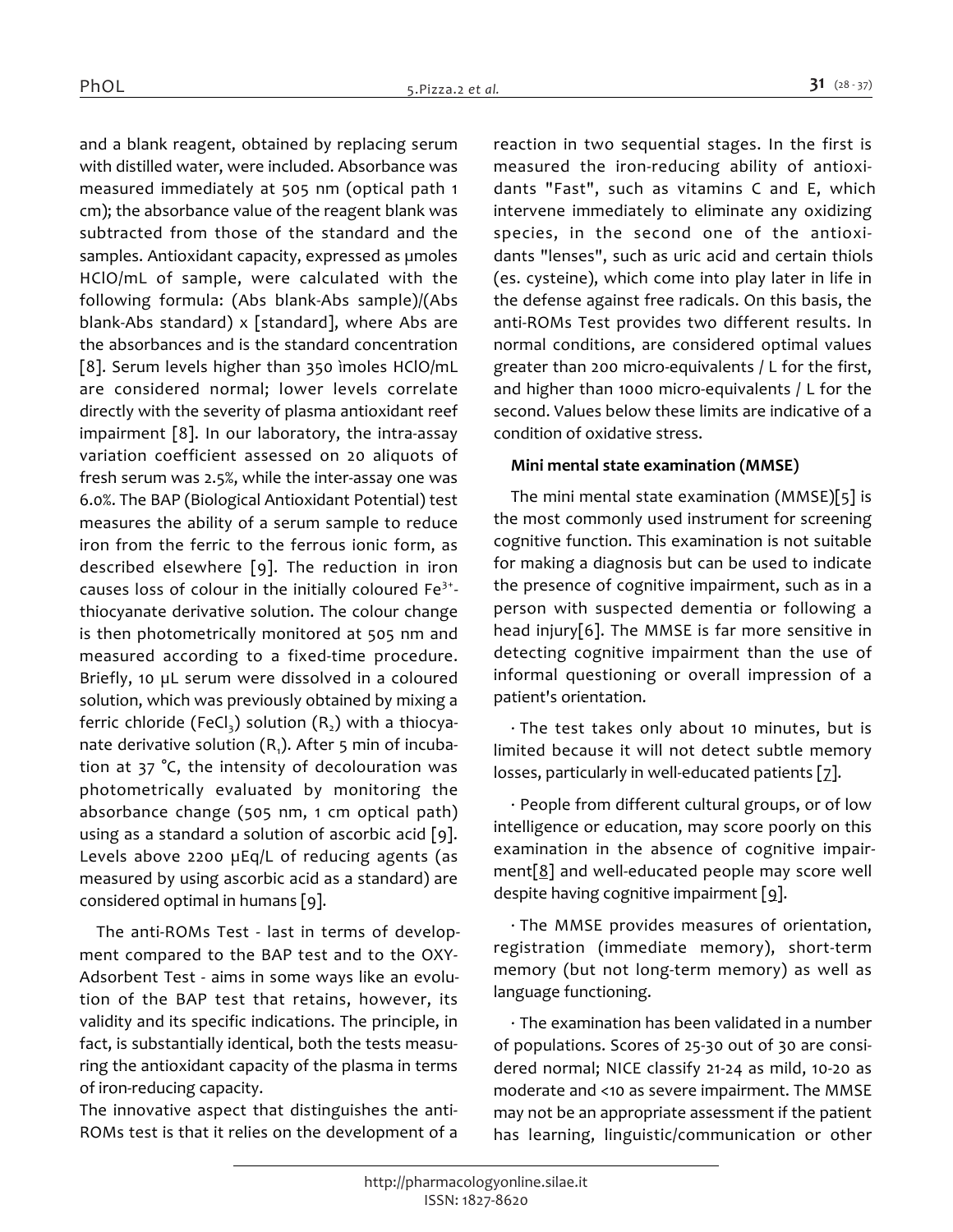and a blank reagent, obtained by replacing serum with distilled water, were included. Absorbance was measured immediately at 505 nm (optical path 1 cm); the absorbance value of the reagent blank was subtracted from those of the standard and the samples. Antioxidant capacity, expressed as µmoles HClO/mL of sample, were calculated with the following formula: (Abs blank-Abs sample)/(Abs blank-Abs standard) x [standard], where Abs are the absorbances and is the standard concentration [8]. Serum levels higher than 350 ìmoles HClO/mL are considered normal; lower levels correlate directly with the severity of plasma antioxidant reef impairment [8]. In our laboratory, the intra-assay variation coefficient assessed on 20 aliquots of fresh serum was 2.5%, while the inter-assay one was 6.0%. The BAP (Biological Antioxidant Potential) test measures the ability of a serum sample to reduce iron from the ferric to the ferrous ionic form, as described elsewhere [9]. The reduction in iron causes loss of colour in the initially coloured $Fe^{3+}$-thiocyanate derivative solution. The colour change is then photometrically monitored at 505 nm and measured according to a fixed-time procedure. Briefly, 10 µL serum were dissolved in a coloured solution, which was previously obtained by mixing a ferric chloride ($FeCl_3$) solution ($R_2$) with a thiocyanate derivative solution ($R_1$). After 5 min of incubation at 37 °C, the intensity of decolouration was photometrically evaluated by monitoring the absorbance change (505 nm, 1 cm optical path) using as a standard a solution of ascorbic acid [9]. Levels above 2200 µEq/L of reducing agents (as measured by using ascorbic acid as a standard) are considered optimal in humans [9].

The anti-ROMs Test - last in terms of development compared to the BAP test and to the OXY-Adsorbent Test - aims in some ways like an evolution of the BAP test that retains, however, its validity and its specific indications. The principle, in fact, is substantially identical, both the tests measuring the antioxidant capacity of the plasma in terms of iron-reducing capacity.

The innovative aspect that distinguishes the anti-ROMs test is that it relies on the development of a reaction in two sequential stages. In the first is measured the iron-reducing ability of antioxidants "Fast", such as vitamins C and E, which intervene immediately to eliminate any oxidizing species, in the second one of the antioxidants "lenses", such as uric acid and certain thiols (es. cysteine), which come into play later in life in the defense against free radicals. On this basis, the anti-ROMs Test provides two different results. In normal conditions, are considered optimal values greater than 200 micro-equivalents / L for the first, and higher than 1000 micro-equivalents / L for the second. Values below these limits are indicative of a condition of oxidative stress.

**Mini mental state examination (MMSE)**

The mini mental state examination (MMSE)[5] is the most commonly used instrument for screening cognitive function. This examination is not suitable for making a diagnosis but can be used to indicate the presence of cognitive impairment, such as in a person with suspected dementia or following a head injury[6]. The MMSE is far more sensitive in detecting cognitive impairment than the use of informal questioning or overall impression of a patient's orientation.

· The test takes only about 10 minutes, but is limited because it will not detect subtle memory losses, particularly in well-educated patients [7].

· People from different cultural groups, or of low intelligence or education, may score poorly on this examination in the absence of cognitive impairment[8] and well-educated people may score well despite having cognitive impairment [9].

· The MMSE provides measures of orientation, registration (immediate memory), short-term memory (but not long-term memory) as well as language functioning.

· The examination has been validated in a number of populations. Scores of 25-30 out of 30 are considered normal; NICE classify 21-24 as mild, 10-20 as moderate and <10 as severe impairment. The MMSE may not be an appropriate assessment if the patient has learning, linguistic/communication or other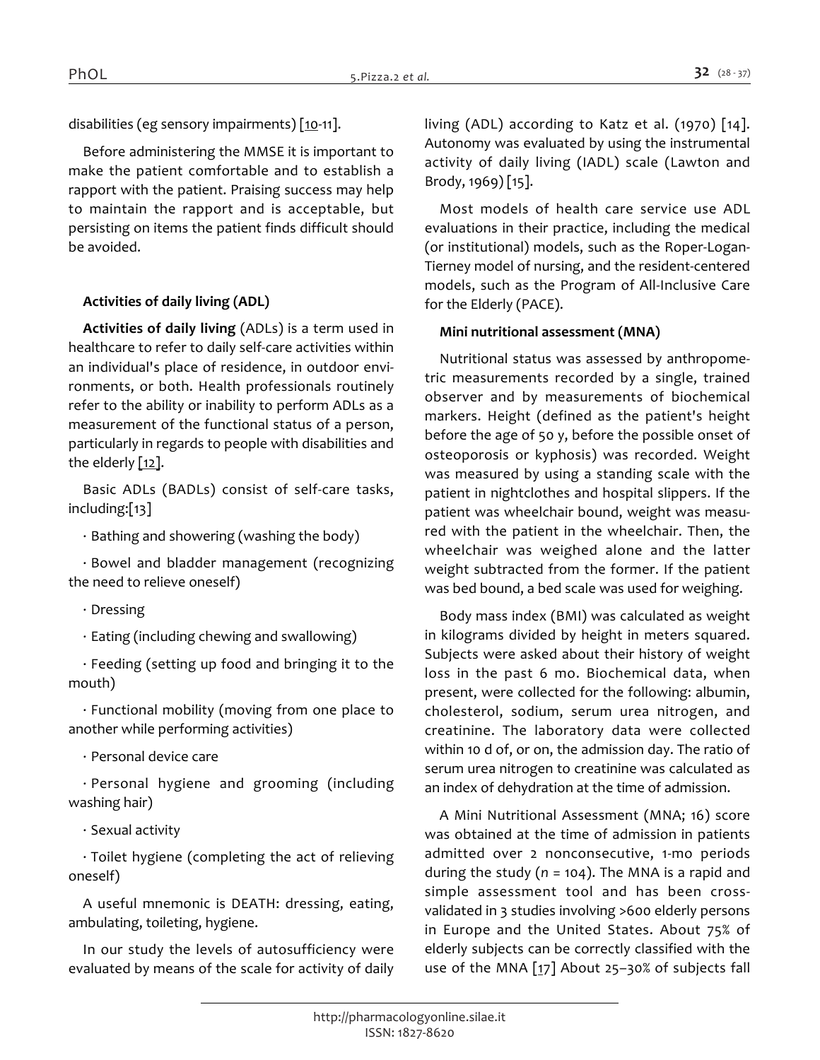disabilities (eg sensory impairments) [10-11].

Before administering the MMSE it is important to make the patient comfortable and to establish a rapport with the patient. Praising success may help to maintain the rapport and is acceptable, but persisting on items the patient finds difficult should be avoided.

### Activities of daily living (ADL)

**Activities of daily living** (ADLs) is a term used in healthcare to refer to daily self-care activities within an individual's place of residence, in outdoor environments, or both. Health professionals routinely refer to the ability or inability to perform ADLs as a measurement of the functional status of a person, particularly in regards to people with disabilities and the elderly [12].

Basic ADLs (BADLs) consist of self-care tasks, including:[13]

· Bathing and showering (washing the body)

· Bowel and bladder management (recognizing the need to relieve oneself)

· Dressing

· Eating (including chewing and swallowing)

· Feeding (setting up food and bringing it to the mouth)

· Functional mobility (moving from one place to another while performing activities)

· Personal device care

· Personal hygiene and grooming (including washing hair)

· Sexual activity

· Toilet hygiene (completing the act of relieving oneself)

A useful mnemonic is DEATH: dressing, eating, ambulating, toileting, hygiene.

In our study the levels of autosufficiency were evaluated by means of the scale for activity of daily living (ADL) according to Katz et al. (1970) [14]. Autonomy was evaluated by using the instrumental activity of daily living (IADL) scale (Lawton and Brody, 1969) [15].

Most models of health care service use ADL evaluations in their practice, including the medical (or institutional) models, such as the Roper-Logan-Tierney model of nursing, and the resident-centered models, such as the Program of All-Inclusive Care for the Elderly (PACE).

### Mini nutritional assessment (MNA)

Nutritional status was assessed by anthropometric measurements recorded by a single, trained observer and by measurements of biochemical markers. Height (defined as the patient's height before the age of 50 y, before the possible onset of osteoporosis or kyphosis) was recorded. Weight was measured by using a standing scale with the patient in nightclothes and hospital slippers. If the patient was wheelchair bound, weight was measured with the patient in the wheelchair. Then, the wheelchair was weighed alone and the latter weight subtracted from the former. If the patient was bed bound, a bed scale was used for weighing.

Body mass index (BMI) was calculated as weight in kilograms divided by height in meters squared. Subjects were asked about their history of weight loss in the past 6 mo. Biochemical data, when present, were collected for the following: albumin, cholesterol, sodium, serum urea nitrogen, and creatinine. The laboratory data were collected within 10 d of, or on, the admission day. The ratio of serum urea nitrogen to creatinine was calculated as an index of dehydration at the time of admission.

A Mini Nutritional Assessment (MNA; 16) score was obtained at the time of admission in patients admitted over 2 nonconsecutive, 1-mo periods during the study ($n$ = 104). The MNA is a rapid and simple assessment tool and has been cross-validated in 3 studies involving >600 elderly persons in Europe and the United States. About 75% of elderly subjects can be correctly classified with the use of the MNA [17] About 25–30% of subjects fall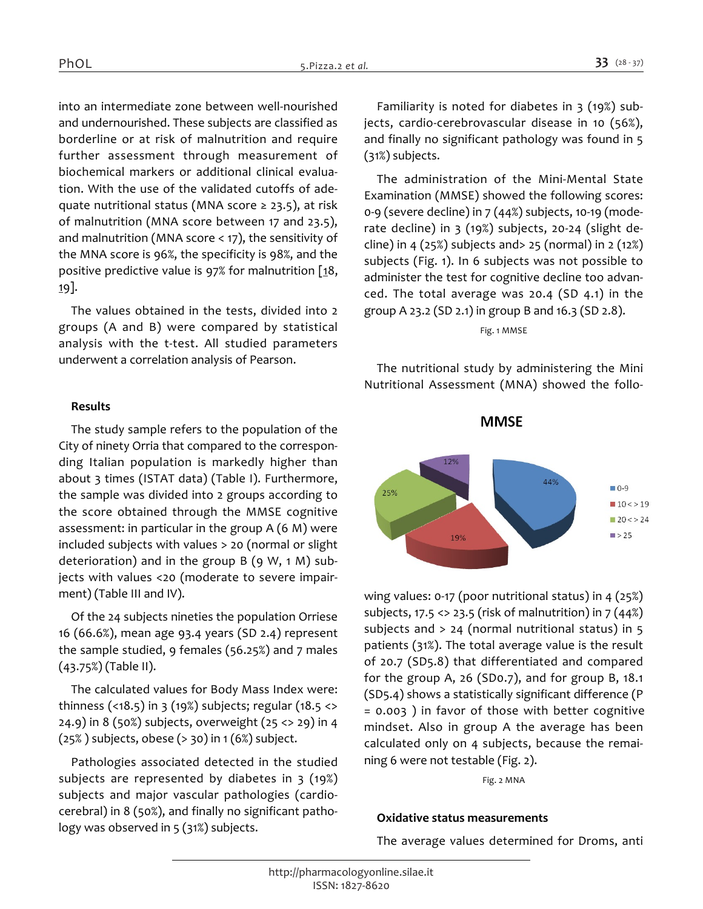into an intermediate zone between well-nourished and undernourished. These subjects are classified as borderline or at risk of malnutrition and require further assessment through measurement of biochemical markers or additional clinical evaluation. With the use of the validated cutoffs of adequate nutritional status (MNA score ≥ 23.5), at risk of malnutrition (MNA score between 17 and 23.5), and malnutrition (MNA score < 17), the sensitivity of the MNA score is 96%, the specificity is 98%, and the positive predictive value is 97% for malnutrition [18, 19].

The values obtained in the tests, divided into 2 groups (A and B) were compared by statistical analysis with the t-test. All studied parameters underwent a correlation analysis of Pearson.

### Results

The study sample refers to the population of the City of ninety Orria that compared to the corresponding Italian population is markedly higher than about 3 times (ISTAT data) (Table I). Furthermore, the sample was divided into 2 groups according to the score obtained through the MMSE cognitive assessment: in particular in the group A (6 M) were included subjects with values > 20 (normal or slight deterioration) and in the group B (9 W, 1 M) subjects with values <20 (moderate to severe impairment) (Table III and IV).

Of the 24 subjects nineties the population Orriese 16 (66.6%), mean age 93.4 years (SD 2.4) represent the sample studied, 9 females (56.25%) and 7 males (43.75%) (Table II).

The calculated values for Body Mass Index were: thinness (<18.5) in 3 (19%) subjects; regular (18.5 <> 24.9) in 8 (50%) subjects, overweight (25 <> 29) in 4 (25% ) subjects, obese (> 30) in 1 (6%) subject.

Pathologies associated detected in the studied subjects are represented by diabetes in 3 (19%) subjects and major vascular pathologies (cardio-cerebral) in 8 (50%), and finally no significant pathology was observed in 5 (31%) subjects.

Familiarity is noted for diabetes in 3 (19%) subjects, cardio-cerebrovascular disease in 10 (56%), and finally no significant pathology was found in 5 (31%) subjects.

The administration of the Mini-Mental State Examination (MMSE) showed the following scores: 0-9 (severe decline) in 7 (44%) subjects, 10-19 (moderate decline) in 3 (19%) subjects, 20-24 (slight decline) in 4 (25%) subjects and> 25 (normal) in 2 (12%) subjects (Fig. 1). In 6 subjects was not possible to administer the test for cognitive decline too advanced. The total average was 20.4 (SD 4.1) in the group A 23.2 (SD 2.1) in group B and 16.3 (SD 2.8).

Fig. 1 MMSE

**MMSE**

| Score | % |
|---|---|
| 0-9 | 44% |
| 10<>19 | 19% |
| 20<>24 | 25% |
| >25 | 12% |

The nutritional study by administering the Mini Nutritional Assessment (MNA) showed the following values: 0-17 (poor nutritional status) in 4 (25%) subjects, 17.5 <> 23.5 (risk of malnutrition) in 7 (44%) subjects and > 24 (normal nutritional status) in 5 patients (31%). The total average value is the result of 20.7 (SD5.8) that differentiated and compared for the group A, 26 (SD0.7), and for group B, 18.1 (SD5.4) shows a statistically significant difference (P = 0.003 ) in favor of those with better cognitive mindset. Also in group A the average has been calculated only on 4 subjects, because the remaining 6 were not testable (Fig. 2).

Fig. 2 MNA

### Oxidative status measurements

The average values determined for Droms, anti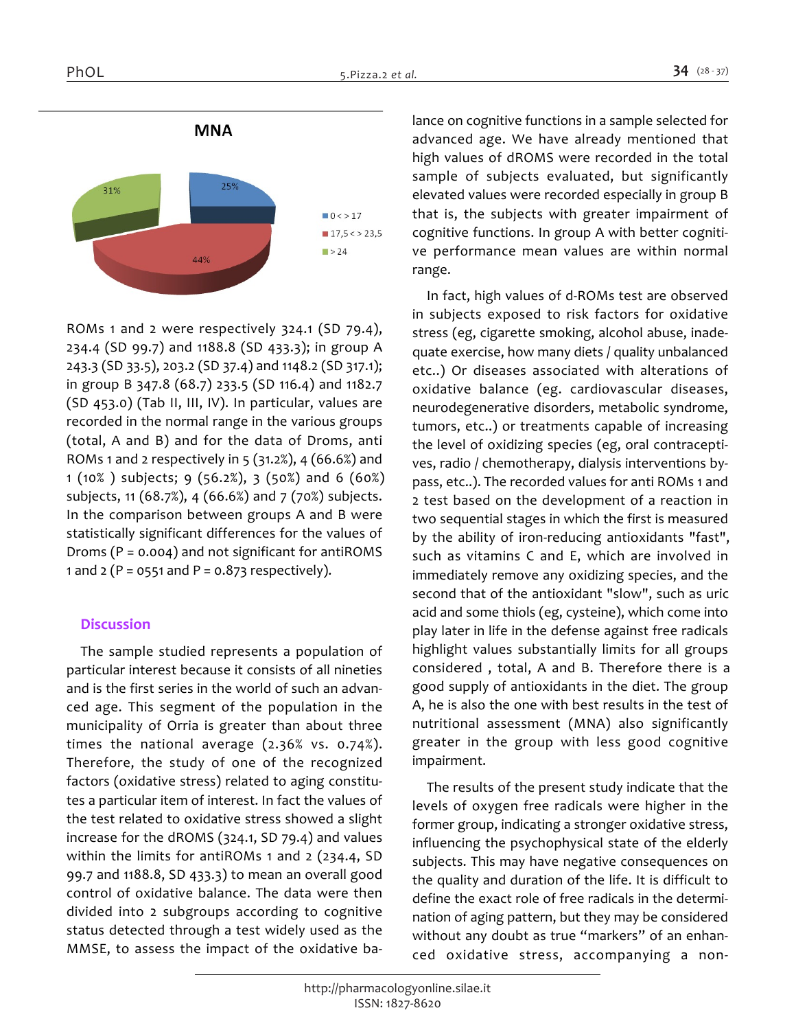**MNA**

ROMs 1 and 2 were respectively 324.1 (SD 79.4), 234.4 (SD 99.7) and 1188.8 (SD 433.3); in group A 243.3 (SD 33.5), 203.2 (SD 37.4) and 1148.2 (SD 317.1); in group B 347.8 (68.7) 233.5 (SD 116.4) and 1182.7 (SD 453.0) (Tab II, III, IV). In particular, values are recorded in the normal range in the various groups (total, A and B) and for the data of Droms, anti ROMs 1 and 2 respectively in 5 (31.2%), 4 (66.6%) and 1 (10% ) subjects; 9 (56.2%), 3 (50%) and 6 (60%) subjects, 11 (68.7%), 4 (66.6%) and 7 (70%) subjects. In the comparison between groups A and B were statistically significant differences for the values of Droms (P = 0.004) and not significant for antiROMS 1 and 2 (P = 0551 and P = 0.873 respectively).

## Discussion

The sample studied represents a population of particular interest because it consists of all nineties and is the first series in the world of such an advanced age. This segment of the population in the municipality of Orria is greater than about three times the national average (2.36% vs. 0.74%). Therefore, the study of one of the recognized factors (oxidative stress) related to aging constitutes a particular item of interest. In fact the values of the test related to oxidative stress showed a slight increase for the dROMS (324.1, SD 79.4) and values within the limits for antiROMs 1 and 2 (234.4, SD 99.7 and 1188.8, SD 433.3) to mean an overall good control of oxidative balance. The data were then divided into 2 subgroups according to cognitive status detected through a test widely used as the MMSE, to assess the impact of the oxidative balance on cognitive functions in a sample selected for advanced age. We have already mentioned that high values of dROMS were recorded in the total sample of subjects evaluated, but significantly elevated values were recorded especially in group B that is, the subjects with greater impairment of cognitive functions. In group A with better cognitive performance mean values are within normal range.

In fact, high values of d-ROMs test are observed in subjects exposed to risk factors for oxidative stress (eg, cigarette smoking, alcohol abuse, inadequate exercise, how many diets / quality unbalanced etc..) Or diseases associated with alterations of oxidative balance (eg. cardiovascular diseases, neurodegenerative disorders, metabolic syndrome, tumors, etc..) or treatments capable of increasing the level of oxidizing species (eg, oral contraceptives, radio / chemotherapy, dialysis interventions bypass, etc..). The recorded values for anti ROMs 1 and 2 test based on the development of a reaction in two sequential stages in which the first is measured by the ability of iron-reducing antioxidants "fast", such as vitamins C and E, which are involved in immediately remove any oxidizing species, and the second that of the antioxidant "slow", such as uric acid and some thiols (eg, cysteine), which come into play later in life in the defense against free radicals highlight values substantially limits for all groups considered , total, A and B. Therefore there is a good supply of antioxidants in the diet. The group A, he is also the one with best results in the test of nutritional assessment (MNA) also significantly greater in the group with less good cognitive impairment.

The results of the present study indicate that the levels of oxygen free radicals were higher in the former group, indicating a stronger oxidative stress, influencing the psychophysical state of the elderly subjects. This may have negative consequences on the quality and duration of the life. It is difficult to define the exact role of free radicals in the determination of aging pattern, but they may be considered without any doubt as true “markers” of an enhanced oxidative stress, accompanying a non-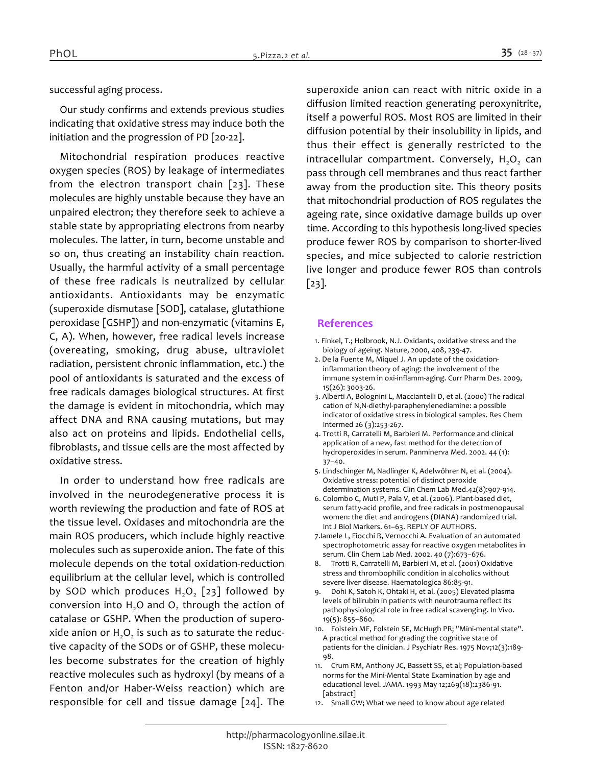successful aging process.

Our study confirms and extends previous studies indicating that oxidative stress may induce both the initiation and the progression of PD [20-22].

Mitochondrial respiration produces reactive oxygen species (ROS) by leakage of intermediates from the electron transport chain [23]. These molecules are highly unstable because they have an unpaired electron; they therefore seek to achieve a stable state by appropriating electrons from nearby molecules. The latter, in turn, become unstable and so on, thus creating an instability chain reaction. Usually, the harmful activity of a small percentage of these free radicals is neutralized by cellular antioxidants. Antioxidants may be enzymatic (superoxide dismutase [SOD], catalase, glutathione peroxidase [GSHP]) and non-enzymatic (vitamins E, C, A). When, however, free radical levels increase (overeating, smoking, drug abuse, ultraviolet radiation, persistent chronic inflammation, etc.) the pool of antioxidants is saturated and the excess of free radicals damages biological structures. At first the damage is evident in mitochondria, which may affect DNA and RNA causing mutations, but may also act on proteins and lipids. Endothelial cells, fibroblasts, and tissue cells are the most affected by oxidative stress.

In order to understand how free radicals are involved in the neurodegenerative process it is worth reviewing the production and fate of ROS at the tissue level. Oxidases and mitochondria are the main ROS producers, which include highly reactive molecules such as superoxide anion. The fate of this molecule depends on the total oxidation-reduction equilibrium at the cellular level, which is controlled by SOD which produces $H_2O_2$ [23] followed by conversion into $H_2O$ and $O_2$ through the action of catalase or GSHP. When the production of superoxide anion or $H_2O_2$ is such as to saturate the reductive capacity of the SODs or of GSHP, these molecules become substrates for the creation of highly reactive molecules such as hydroxyl (by means of a Fenton and/or Haber-Weiss reaction) which are responsible for cell and tissue damage [24]. The superoxide anion can react with nitric oxide in a diffusion limited reaction generating peroxynitrite, itself a powerful ROS. Most ROS are limited in their diffusion potential by their insolubility in lipids, and thus their effect is generally restricted to the intracellular compartment. Conversely, $H_2O_2$ can pass through cell membranes and thus react farther away from the production site. This theory posits that mitochondrial production of ROS regulates the ageing rate, since oxidative damage builds up over time. According to this hypothesis long-lived species produce fewer ROS by comparison to shorter-lived species, and mice subjected to calorie restriction live longer and produce fewer ROS than controls [23].

## References

1. Finkel, T.; Holbrook, N.J. Oxidants, oxidative stress and the biology of ageing. Nature, 2000, 408, 239-47.
2. De la Fuente M, Miquel J. An update of the oxidation-inflammation theory of aging: the involvement of the immune system in oxi-inflamm-aging. Curr Pharm Des. 2009, 15(26): 3003-26.
3. Alberti A, Bolognini L, Macciantelli D, et al. (2000) The radical cation of N,N-diethyl-paraphenylenediamine: a possible indicator of oxidative stress in biological samples. Res Chem Intermed 26 (3):253-267.
4. Trotti R, Carratelli M, Barbieri M. Performance and clinical application of a new, fast method for the detection of hydroperoxides in serum. Panminerva Med. 2002. 44 (1): 37–40.
5. Lindschinger M, Nadlinger K, Adelwöhrer N, et al. (2004). Oxidative stress: potential of distinct peroxide determination systems. Clin Chem Lab Med.42(8):907-914.
6. Colombo C, Muti P, Pala V, et al. (2006). Plant-based diet, serum fatty-acid profile, and free radicals in postmenopausal women: the diet and androgens (DIANA) randomized trial. Int J Biol Markers. 61–63. REPLY OF AUTHORS.
7. Iamele L, Fiocchi R, Vernocchi A. Evaluation of an automated spectrophotometric assay for reactive oxygen metabolites in serum. Clin Chem Lab Med. 2002. 40 (7):673–676.
8. Trotti R, Carratelli M, Barbieri M, et al. (2001) Oxidative stress and thrombophilic condition in alcoholics without severe liver disease. Haematologica 86:85-91.
9. Dohi K, Satoh K, Ohtaki H, et al. (2005) Elevated plasma levels of bilirubin in patients with neurotrauma reflect its pathophysiological role in free radical scavenging. In Vivo. 19(5): 855–860.
10. Folstein MF, Folstein SE, McHugh PR; "Mini-mental state". A practical method for grading the cognitive state of patients for the clinician. J Psychiatr Res. 1975 Nov;12(3):189-98.
11. Crum RM, Anthony JC, Bassett SS, et al; Population-based norms for the Mini-Mental State Examination by age and educational level. JAMA. 1993 May 12;269(18):2386-91. [abstract]
12. Small GW; What we need to know about age related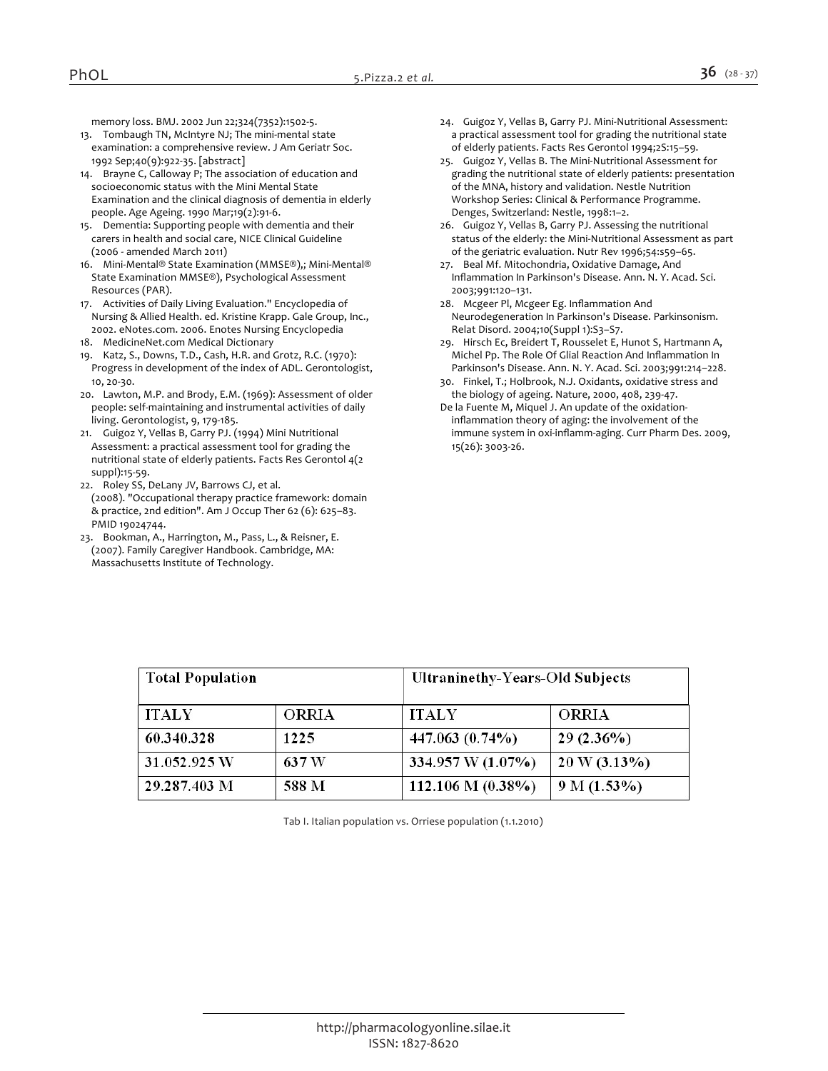memory loss. BMJ. 2002 Jun 22;324(7352):1502-5.

13. Tombaugh TN, McIntyre NJ; The mini-mental state examination: a comprehensive review. J Am Geriatr Soc. 1992 Sep;40(9):922-35. [abstract]
14. Brayne C, Calloway P; The association of education and socioeconomic status with the Mini Mental State Examination and the clinical diagnosis of dementia in elderly people. Age Ageing. 1990 Mar;19(2):91-6.
15. Dementia: Supporting people with dementia and their carers in health and social care, NICE Clinical Guideline (2006 - amended March 2011)
16. Mini-Mental® State Examination (MMSE®),; Mini-Mental® State Examination MMSE®), Psychological Assessment Resources (PAR).
17. Activities of Daily Living Evaluation." Encyclopedia of Nursing & Allied Health. ed. Kristine Krapp. Gale Group, Inc., 2002. eNotes.com. 2006. Enotes Nursing Encyclopedia
18. MedicineNet.com Medical Dictionary
19. Katz, S., Downs, T.D., Cash, H.R. and Grotz, R.C. (1970): Progress in development of the index of ADL. Gerontologist, 10, 20-30.
20. Lawton, M.P. and Brody, E.M. (1969): Assessment of older people: self-maintaining and instrumental activities of daily living. Gerontologist, 9, 179-185.
21. Guigoz Y, Vellas B, Garry PJ. (1994) Mini Nutritional Assessment: a practical assessment tool for grading the nutritional state of elderly patients. Facts Res Gerontol 4(2 suppl):15-59.
22. Roley SS, DeLany JV, Barrows CJ, et al. (2008). "Occupational therapy practice framework: domain & practice, 2nd edition". Am J Occup Ther 62 (6): 625–83. PMID 19024744.
23. Bookman, A., Harrington, M., Pass, L., & Reisner, E. (2007). Family Caregiver Handbook. Cambridge, MA: Massachusetts Institute of Technology.
24. Guigoz Y, Vellas B, Garry PJ. Mini-Nutritional Assessment: a practical assessment tool for grading the nutritional state of elderly patients. Facts Res Gerontol 1994;2S:15–59.
25. Guigoz Y, Vellas B. The Mini-Nutritional Assessment for grading the nutritional state of elderly patients: presentation of the MNA, history and validation. Nestle Nutrition Workshop Series: Clinical & Performance Programme. Denges, Switzerland: Nestle, 1998:1–2.
26. Guigoz Y, Vellas B, Garry PJ. Assessing the nutritional status of the elderly: the Mini-Nutritional Assessment as part of the geriatric evaluation. Nutr Rev 1996;54:s59–65.
27. Beal Mf. Mitochondria, Oxidative Damage, And Inflammation In Parkinson's Disease. Ann. N. Y. Acad. Sci. 2003;991:120–131.
28. Mcgeer Pl, Mcgeer Eg. Inflammation And Neurodegeneration In Parkinson's Disease. Parkinsonism. Relat Disord. 2004;10(Suppl 1):S3–S7.
29. Hirsch Ec, Breidert T, Rousselet E, Hunot S, Hartmann A, Michel Pp. The Role Of Glial Reaction And Inflammation In Parkinson's Disease. Ann. N. Y. Acad. Sci. 2003;991:214–228.
30. Finkel, T.; Holbrook, N.J. Oxidants, oxidative stress and the biology of ageing. Nature, 2000, 408, 239-47.

De la Fuente M, Miquel J. An update of the oxidation-inflammation theory of aging: the involvement of the immune system in oxi-inflamm-aging. Curr Pharm Des. 2009, 15(26): 3003-26.

| Total Population | | Ultraninethy-Years-Old Subjects | |
|---|---|---|---|
| ITALY | ORRIA | ITALY | ORRIA |
| 60.340.328 | 1225 | 447.063 (0.74%) | 29 (2.36%) |
| 31.052.925 W | 637 W | 334.957 W (1.07%) | 20 W (3.13%) |
| 29.287.403 M | 588 M | 112.106 M (0.38%) | 9 M (1.53%) |

Tab I. Italian population vs. Orriese population (1.1.2010)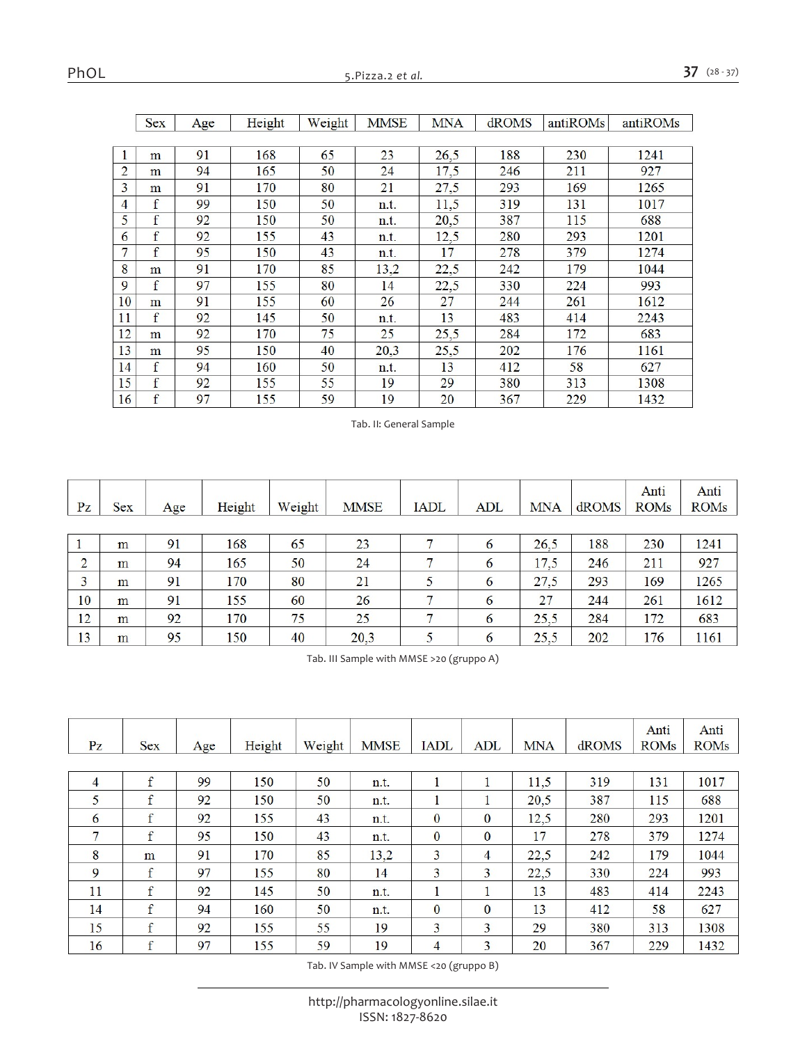| | Sex | Age | Height | Weight | MMSE | MNA | dROMS | antiROMs | antiROMs |
|---|---|---|---|---|---|---|---|---|---|
| 1 | m | 91 | 168 | 65 | 23 | 26,5 | 188 | 230 | 1241 |
| 2 | m | 94 | 165 | 50 | 24 | 17,5 | 246 | 211 | 927 |
| 3 | m | 91 | 170 | 80 | 21 | 27,5 | 293 | 169 | 1265 |
| 4 | f | 99 | 150 | 50 | n.t. | 11,5 | 319 | 131 | 1017 |
| 5 | f | 92 | 150 | 50 | n.t. | 20,5 | 387 | 115 | 688 |
| 6 | f | 92 | 155 | 43 | n.t. | 12,5 | 280 | 293 | 1201 |
| 7 | f | 95 | 150 | 43 | n.t. | 17 | 278 | 379 | 1274 |
| 8 | m | 91 | 170 | 85 | 13,2 | 22,5 | 242 | 179 | 1044 |
| 9 | f | 97 | 155 | 80 | 14 | 22,5 | 330 | 224 | 993 |
| 10 | m | 91 | 155 | 60 | 26 | 27 | 244 | 261 | 1612 |
| 11 | f | 92 | 145 | 50 | n.t. | 13 | 483 | 414 | 2243 |
| 12 | m | 92 | 170 | 75 | 25 | 25,5 | 284 | 172 | 683 |
| 13 | m | 95 | 150 | 40 | 20,3 | 25,5 | 202 | 176 | 1161 |
| 14 | f | 94 | 160 | 50 | n.t. | 13 | 412 | 58 | 627 |
| 15 | f | 92 | 155 | 55 | 19 | 29 | 380 | 313 | 1308 |
| 16 | f | 97 | 155 | 59 | 19 | 20 | 367 | 229 | 1432 |

Tab. II: General Sample

| Pz | Sex | Age | Height | Weight | MMSE | IADL | ADL | MNA | dROMS | Anti ROMs | Anti ROMs |
|---|---|---|---|---|---|---|---|---|---|---|---|
| 1 | m | 91 | 168 | 65 | 23 | 7 | 6 | 26,5 | 188 | 230 | 1241 |
| 2 | m | 94 | 165 | 50 | 24 | 7 | 6 | 17,5 | 246 | 211 | 927 |
| 3 | m | 91 | 170 | 80 | 21 | 5 | 6 | 27,5 | 293 | 169 | 1265 |
| 10 | m | 91 | 155 | 60 | 26 | 7 | 6 | 27 | 244 | 261 | 1612 |
| 12 | m | 92 | 170 | 75 | 25 | 7 | 6 | 25,5 | 284 | 172 | 683 |
| 13 | m | 95 | 150 | 40 | 20,3 | 5 | 6 | 25,5 | 202 | 176 | 1161 |

Tab. III Sample with MMSE >20 (gruppo A)

| Pz | Sex | Age | Height | Weight | MMSE | IADL | ADL | MNA | dROMS | Anti ROMs | Anti ROMs |
|---|---|---|---|---|---|---|---|---|---|---|---|
| 4 | f | 99 | 150 | 50 | n.t. | 1 | 1 | 11,5 | 319 | 131 | 1017 |
| 5 | f | 92 | 150 | 50 | n.t. | 1 | 1 | 20,5 | 387 | 115 | 688 |
| 6 | f | 92 | 155 | 43 | n.t. | 0 | 0 | 12,5 | 280 | 293 | 1201 |
| 7 | f | 95 | 150 | 43 | n.t. | 0 | 0 | 17 | 278 | 379 | 1274 |
| 8 | m | 91 | 170 | 85 | 13,2 | 3 | 4 | 22,5 | 242 | 179 | 1044 |
| 9 | f | 97 | 155 | 80 | 14 | 3 | 3 | 22,5 | 330 | 224 | 993 |
| 11 | f | 92 | 145 | 50 | n.t. | 1 | 1 | 13 | 483 | 414 | 2243 |
| 14 | f | 94 | 160 | 50 | n.t. | 0 | 0 | 13 | 412 | 58 | 627 |
| 15 | f | 92 | 155 | 55 | 19 | 3 | 3 | 29 | 380 | 313 | 1308 |
| 16 | f | 97 | 155 | 59 | 19 | 4 | 3 | 20 | 367 | 229 | 1432 |

Tab. IV Sample with MMSE <20 (gruppo B)